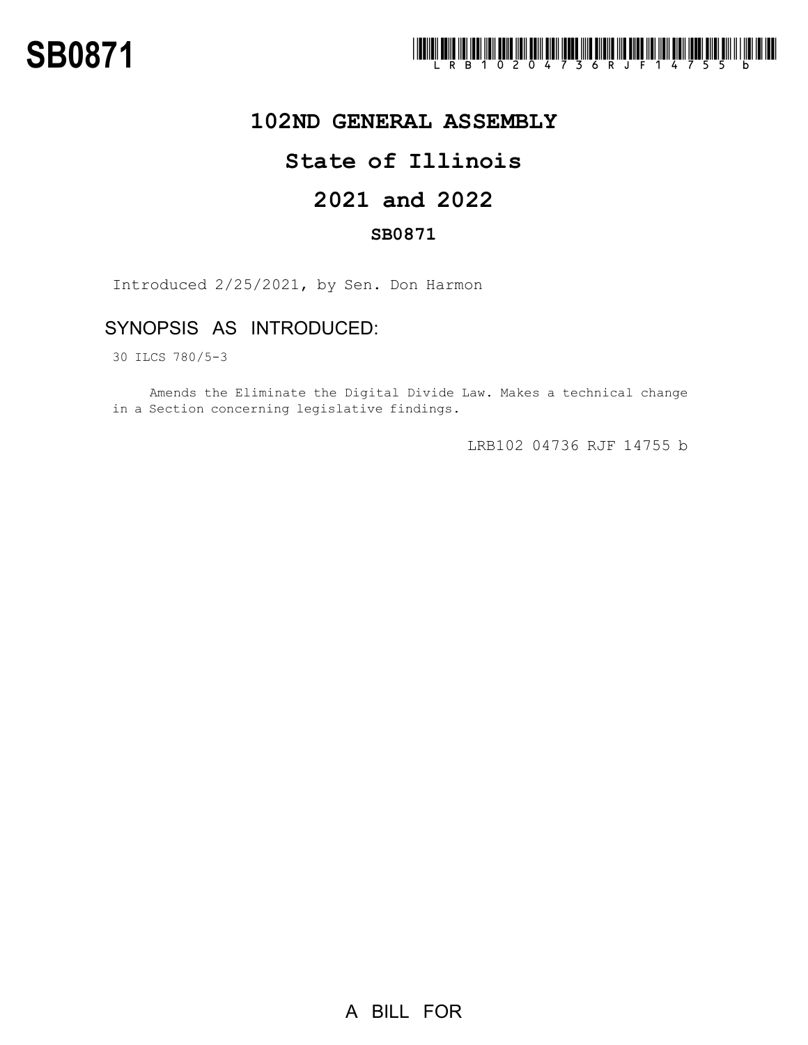# SB0871

LRB102 04736 RJF 14755 b

## 102ND GENERAL ASSEMBLY

## State of Illinois

## 2021 and 2022

### SB0871

Introduced 2/25/2021, by Sen. Don Harmon

## SYNOPSIS AS INTRODUCED:

30 ILCS 780/5-3

Amends the Eliminate the Digital Divide Law. Makes a technical change in a Section concerning legislative findings.

LRB102 04736 RJF 14755 b

A BILL FOR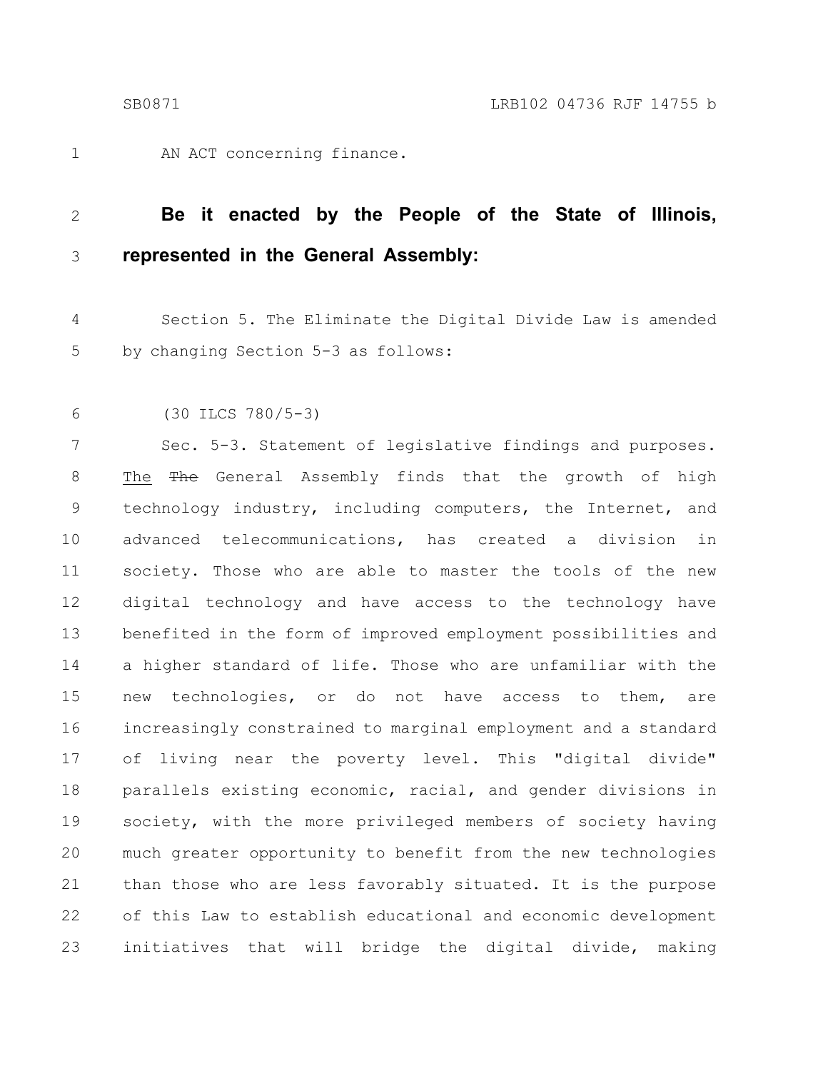AN ACT concerning finance.

**Be it enacted by the People of the State of Illinois, represented in the General Assembly:**

Section 5. The Eliminate the Digital Divide Law is amended by changing Section 5-3 as follows:

(30 ILCS 780/5-3)

Sec. 5-3. Statement of legislative findings and purposes. The ~~The~~ General Assembly finds that the growth of high technology industry, including computers, the Internet, and advanced telecommunications, has created a division in society. Those who are able to master the tools of the new digital technology and have access to the technology have benefited in the form of improved employment possibilities and a higher standard of life. Those who are unfamiliar with the new technologies, or do not have access to them, are increasingly constrained to marginal employment and a standard of living near the poverty level. This "digital divide" parallels existing economic, racial, and gender divisions in society, with the more privileged members of society having much greater opportunity to benefit from the new technologies than those who are less favorably situated. It is the purpose of this Law to establish educational and economic development initiatives that will bridge the digital divide, making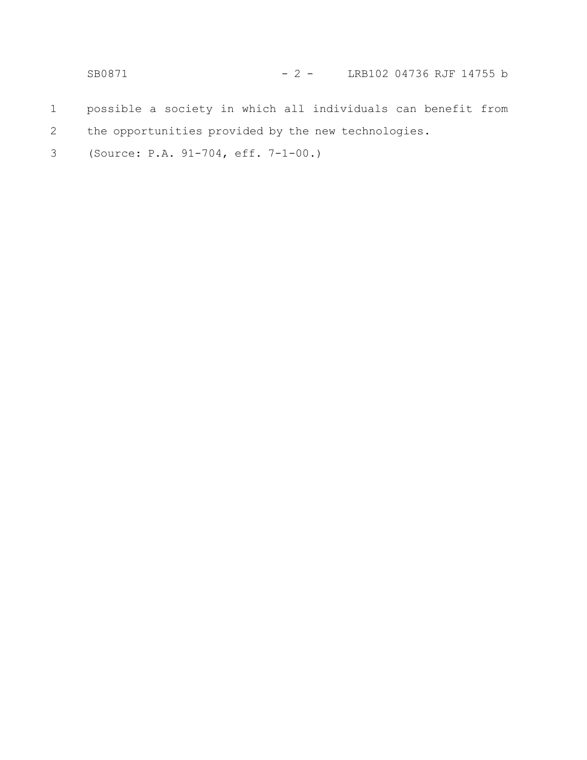possible a society in which all individuals can benefit from the opportunities provided by the new technologies.

(Source: P.A. 91-704, eff. 7-1-00.)